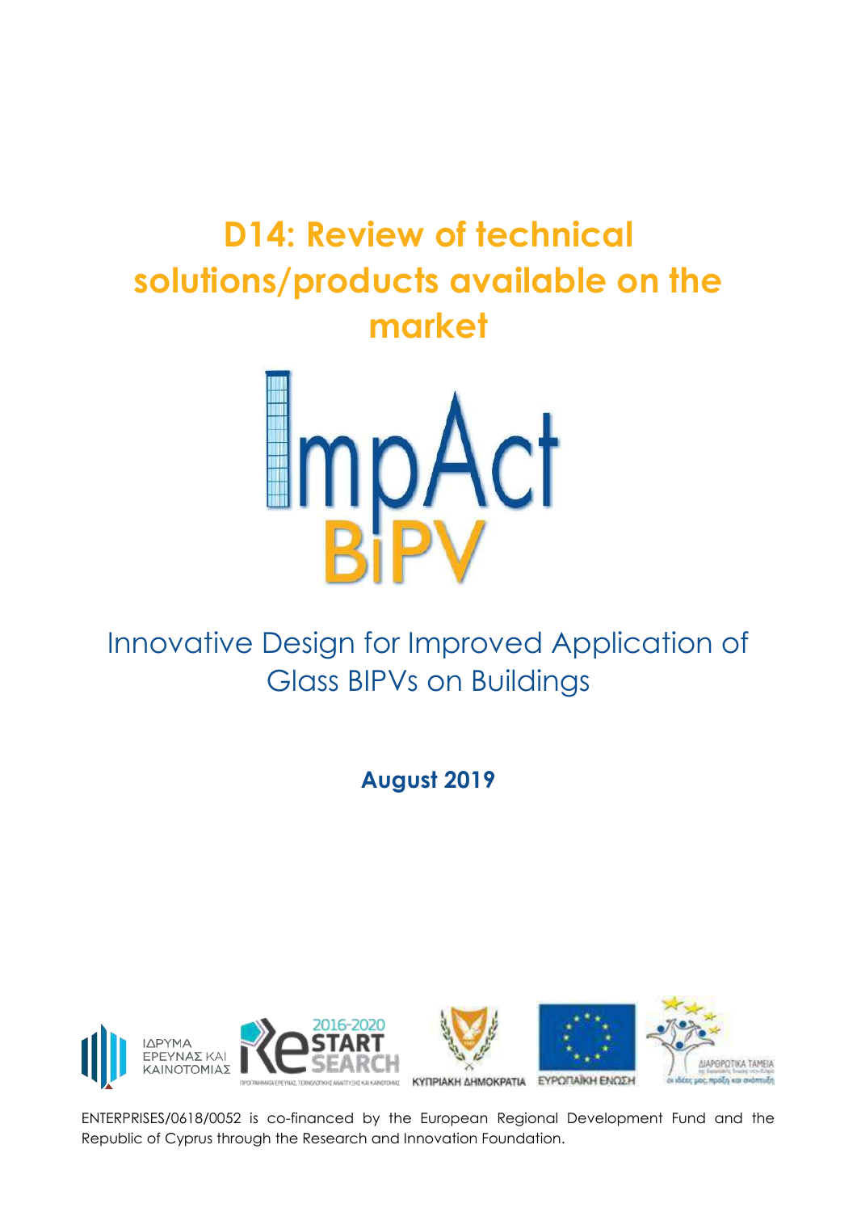# D14: Review of technical solutions/products available on the market

ImpAct BIPV

Innovative Design for Improved Application of Glass BIPVs on Buildings

**August 2019**

ΙΔΡΥΜΑ ΕΡΕΥΝΑΣ ΚΑΙ ΚΑΙΝΟΤΟΜΙΑΣ

2016-2020 RESTART SEARCH

ΠΡΟΓΡΑΜΜΑΤΑ ΕΡΕΥΝΑΣ, ΤΕΧΝΟΛΟΓΙΚΗΣ ΑΝΑΠΤΥΞΗΣ ΚΑΙ ΚΑΙΝΟΤΟΜΙΑΣ

ΚΥΠΡΙΑΚΗ ΔΗΜΟΚΡΑΤΙΑ

ΕΥΡΩΠΑΪΚΗ ΕΝΩΣΗ

ΔΙΑΡΘΡΩΤΙΚΑ ΤΑΜΕΙΑ

οι ιδέες μας, πράξη και ανάπτυξη

ENTERPRISES/0618/0052 is co-financed by the European Regional Development Fund and the Republic of Cyprus through the Research and Innovation Foundation.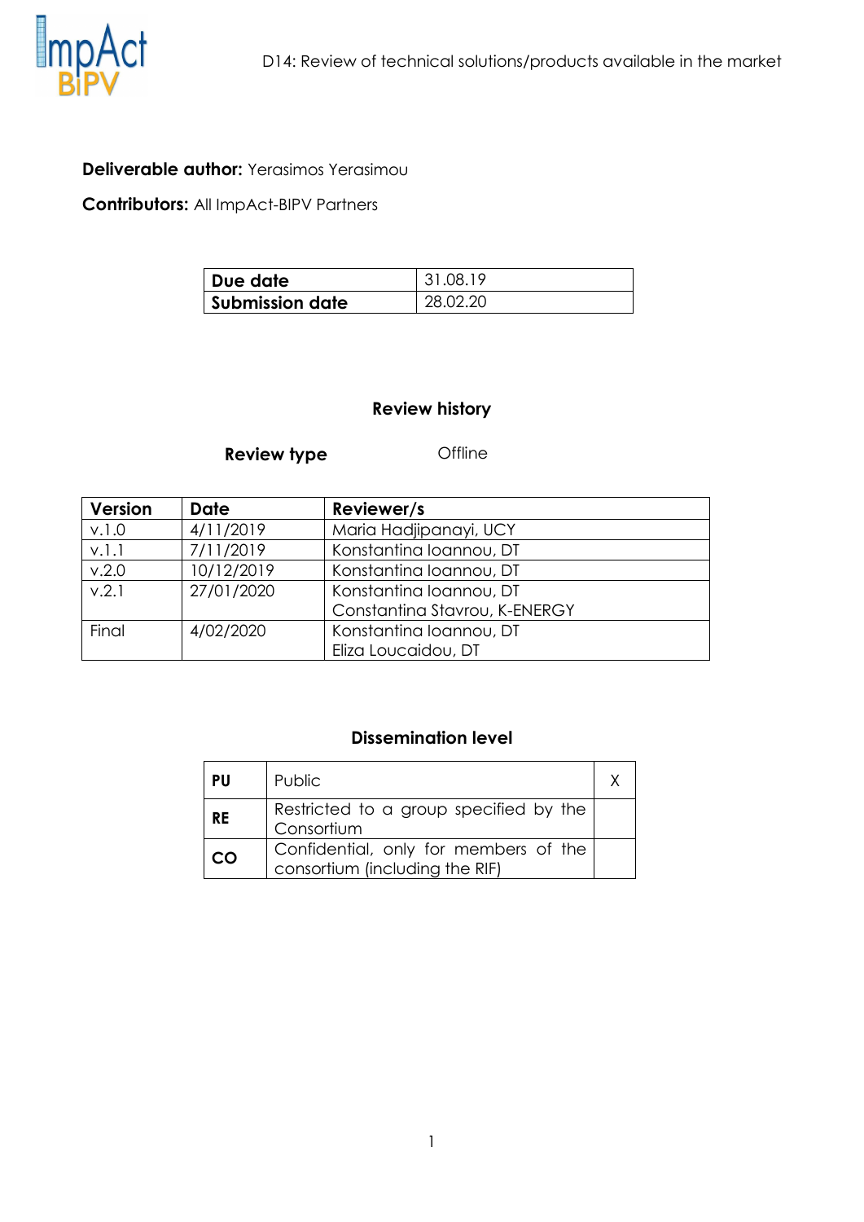**Deliverable author:** Yerasimos Yerasimou

**Contributors:** All ImpAct-BIPV Partners

| **Due date** | 31.08.19 |
|---|---|
| **Submission date** | 28.02.20 |

## Review history

**Review type** Offline

| Version | Date | Reviewer/s |
|---|---|---|
| v.1.0 | 4/11/2019 | Maria Hadjipanayi, UCY |
| v.1.1 | 7/11/2019 | Konstantina Ioannou, DT |
| v.2.0 | 10/12/2019 | Konstantina Ioannou, DT |
| v.2.1 | 27/01/2020 | Konstantina Ioannou, DT<br>Constantina Stavrou, K-ENERGY |
| Final | 4/02/2020 | Konstantina Ioannou, DT<br>Eliza Loucaidou, DT |

## Dissemination level

| | | |
|---|---|---|
| **PU** | Public | X |
| **RE** | Restricted to a group specified by the Consortium | |
| **CO** | Confidential, only for members of the consortium (including the RIF) | |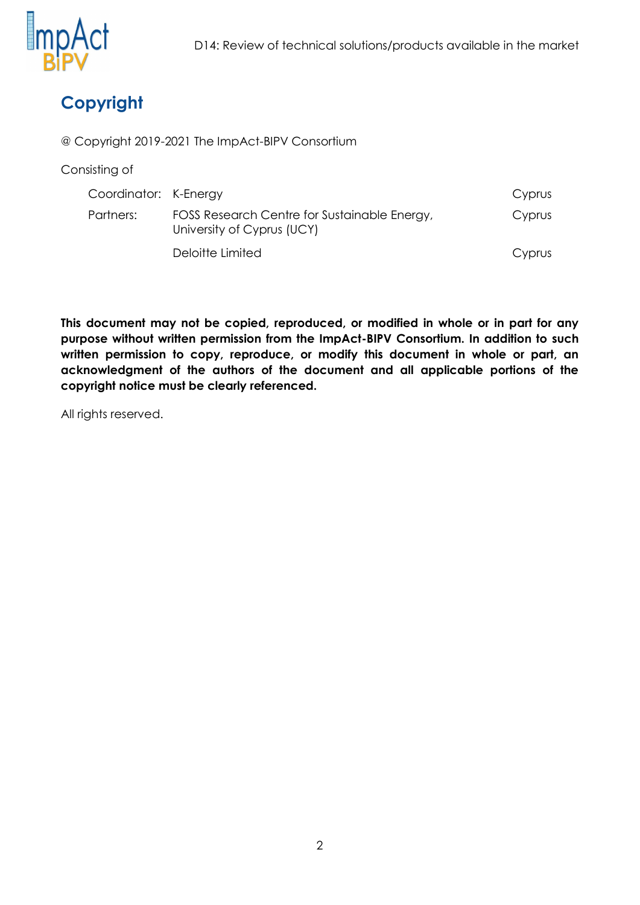# Copyright

@ Copyright 2019-2021 The ImpAct-BIPV Consortium

Consisting of

| | | |
|---|---|---|
| Coordinator: | K-Energy | Cyprus |
| Partners: | FOSS Research Centre for Sustainable Energy, University of Cyprus (UCY) | Cyprus |
| | Deloitte Limited | Cyprus |

**This document may not be copied, reproduced, or modified in whole or in part for any purpose without written permission from the ImpAct-BIPV Consortium. In addition to such written permission to copy, reproduce, or modify this document in whole or part, an acknowledgment of the authors of the document and all applicable portions of the copyright notice must be clearly referenced.**

All rights reserved.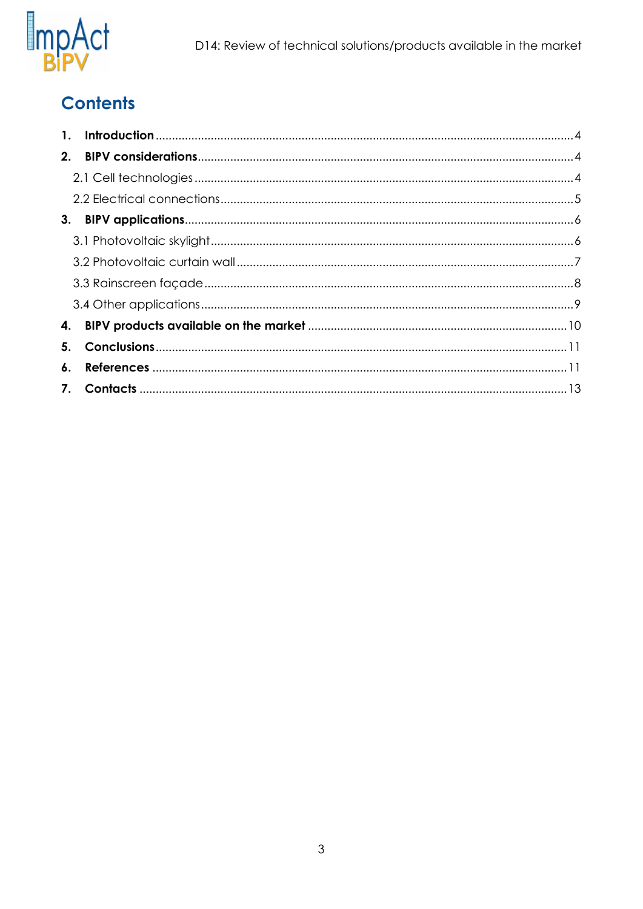## Contents

1. **Introduction** ........................................................................ 4
2. **BIPV considerations** .............................................................. 4
   - 2.1 Cell technologies ................................................................ 4
   - 2.2 Electrical connections ......................................................... 5
3. **BIPV applications** .................................................................. 6
   - 3.1 Photovoltaic skylight ........................................................... 6
   - 3.2 Photovoltaic curtain wall ..................................................... 7
   - 3.3 Rainscreen façade ............................................................... 8
   - 3.4 Other applications ............................................................... 9
4. **BIPV products available on the market** ........................................ 10
5. **Conclusions** .......................................................................... 11
6. **References** ........................................................................... 11
7. **Contacts** .............................................................................. 13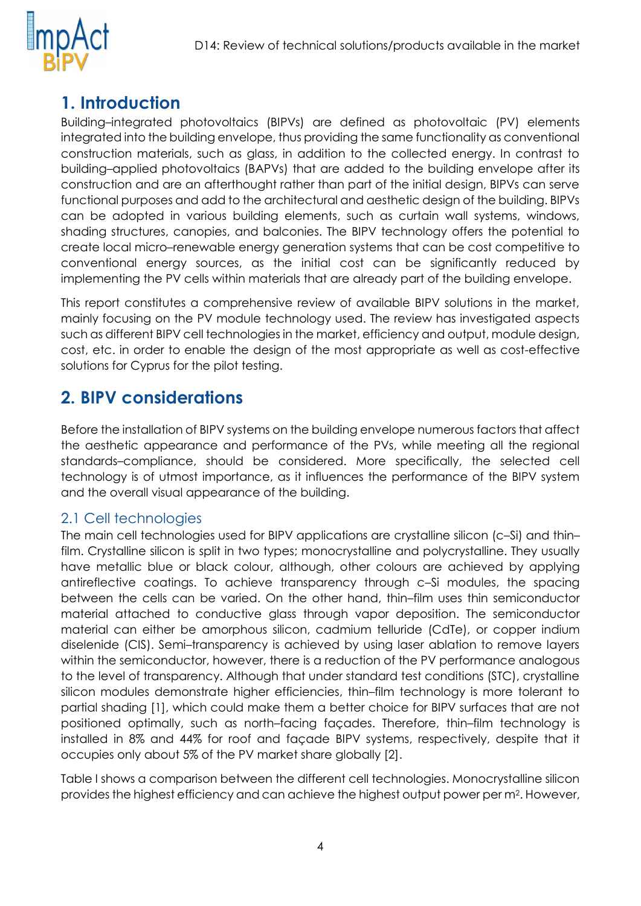# 1. Introduction

Building–integrated photovoltaics (BIPVs) are defined as photovoltaic (PV) elements integrated into the building envelope, thus providing the same functionality as conventional construction materials, such as glass, in addition to the collected energy. In contrast to building–applied photovoltaics (BAPVs) that are added to the building envelope after its construction and are an afterthought rather than part of the initial design, BIPVs can serve functional purposes and add to the architectural and aesthetic design of the building. BIPVs can be adopted in various building elements, such as curtain wall systems, windows, shading structures, canopies, and balconies. The BIPV technology offers the potential to create local micro–renewable energy generation systems that can be cost competitive to conventional energy sources, as the initial cost can be significantly reduced by implementing the PV cells within materials that are already part of the building envelope.

This report constitutes a comprehensive review of available BIPV solutions in the market, mainly focusing on the PV module technology used. The review has investigated aspects such as different BIPV cell technologies in the market, efficiency and output, module design, cost, etc. in order to enable the design of the most appropriate as well as cost-effective solutions for Cyprus for the pilot testing.

# 2. BIPV considerations

Before the installation of BIPV systems on the building envelope numerous factors that affect the aesthetic appearance and performance of the PVs, while meeting all the regional standards–compliance, should be considered. More specifically, the selected cell technology is of utmost importance, as it influences the performance of the BIPV system and the overall visual appearance of the building.

## 2.1 Cell technologies

The main cell technologies used for BIPV applications are crystalline silicon (c–Si) and thin–film. Crystalline silicon is split in two types; monocrystalline and polycrystalline. They usually have metallic blue or black colour, although, other colours are achieved by applying antireflective coatings. To achieve transparency through c–Si modules, the spacing between the cells can be varied. On the other hand, thin–film uses thin semiconductor material attached to conductive glass through vapor deposition. The semiconductor material can either be amorphous silicon, cadmium telluride (CdTe), or copper indium diselenide (CIS). Semi–transparency is achieved by using laser ablation to remove layers within the semiconductor, however, there is a reduction of the PV performance analogous to the level of transparency. Although that under standard test conditions (STC), crystalline silicon modules demonstrate higher efficiencies, thin–film technology is more tolerant to partial shading [1], which could make them a better choice for BIPV surfaces that are not positioned optimally, such as north–facing façades. Therefore, thin–film technology is installed in 8% and 44% for roof and façade BIPV systems, respectively, despite that it occupies only about 5% of the PV market share globally [2].

Table I shows a comparison between the different cell technologies. Monocrystalline silicon provides the highest efficiency and can achieve the highest output power per m$^2$. However,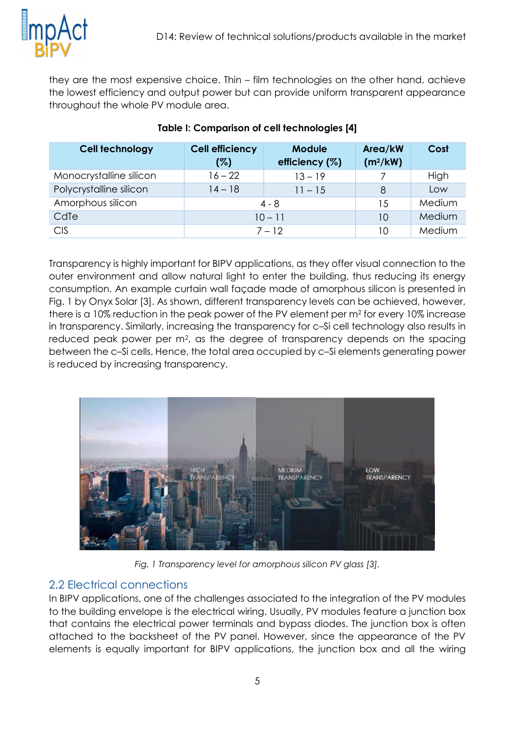they are the most expensive choice. Thin – film technologies on the other hand, achieve the lowest efficiency and output power but can provide uniform transparent appearance throughout the whole PV module area.

**Table I: Comparison of cell technologies [4]**

| Cell technology | Cell efficiency (%) | Module efficiency (%) | Area/kW ($m^2$/kW) | Cost |
|---|---|---|---|---|
| Monocrystalline silicon | 16 – 22 | 13 – 19 | 7 | High |
| Polycrystalline silicon | 14 – 18 | 11 – 15 | 8 | Low |
| Amorphous silicon | 4 - 8 | | 15 | Medium |
| CdTe | 10 – 11 | | 10 | Medium |
| CIS | 7 – 12 | | 10 | Medium |

Transparency is highly important for BIPV applications, as they offer visual connection to the outer environment and allow natural light to enter the building, thus reducing its energy consumption. An example curtain wall façade made of amorphous silicon is presented in Fig. 1 by Onyx Solar [3]. As shown, different transparency levels can be achieved, however, there is a 10% reduction in the peak power of the PV element per $m^2$ for every 10% increase in transparency. Similarly, increasing the transparency for c–Si cell technology also results in reduced peak power per $m^2$, as the degree of transparency depends on the spacing between the c–Si cells. Hence, the total area occupied by c–Si elements generating power is reduced by increasing transparency.

*Fig. 1 Transparency level for amorphous silicon PV glass [3].*

## 2.2 Electrical connections

In BIPV applications, one of the challenges associated to the integration of the PV modules to the building envelope is the electrical wiring. Usually, PV modules feature a junction box that contains the electrical power terminals and bypass diodes. The junction box is often attached to the backsheet of the PV panel. However, since the appearance of the PV elements is equally important for BIPV applications, the junction box and all the wiring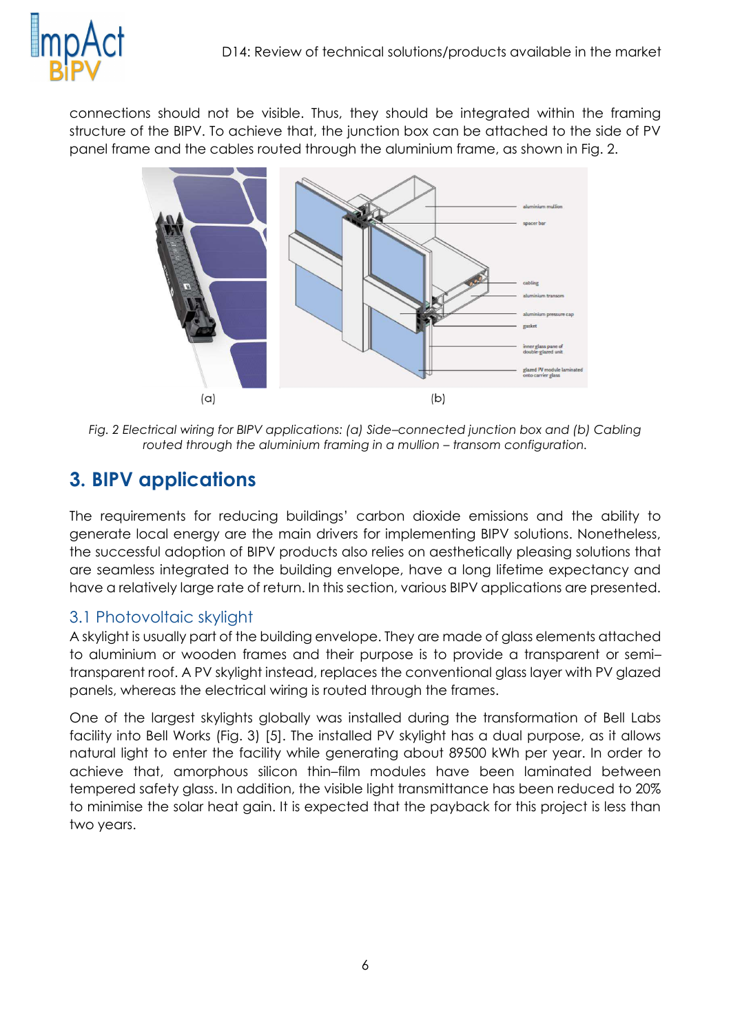connections should not be visible. Thus, they should be integrated within the framing structure of the BIPV. To achieve that, the junction box can be attached to the side of PV panel frame and the cables routed through the aluminium frame, as shown in Fig. 2.

*Fig. 2 Electrical wiring for BIPV applications: (a) Side–connected junction box and (b) Cabling routed through the aluminium framing in a mullion – transom configuration.*

## 3. BIPV applications

The requirements for reducing buildings' carbon dioxide emissions and the ability to generate local energy are the main drivers for implementing BIPV solutions. Nonetheless, the successful adoption of BIPV products also relies on aesthetically pleasing solutions that are seamless integrated to the building envelope, have a long lifetime expectancy and have a relatively large rate of return. In this section, various BIPV applications are presented.

### 3.1 Photovoltaic skylight

A skylight is usually part of the building envelope. They are made of glass elements attached to aluminium or wooden frames and their purpose is to provide a transparent or semi–transparent roof. A PV skylight instead, replaces the conventional glass layer with PV glazed panels, whereas the electrical wiring is routed through the frames.

One of the largest skylights globally was installed during the transformation of Bell Labs facility into Bell Works (Fig. 3) [5]. The installed PV skylight has a dual purpose, as it allows natural light to enter the facility while generating about 89500 kWh per year. In order to achieve that, amorphous silicon thin–film modules have been laminated between tempered safety glass. In addition, the visible light transmittance has been reduced to 20% to minimise the solar heat gain. It is expected that the payback for this project is less than two years.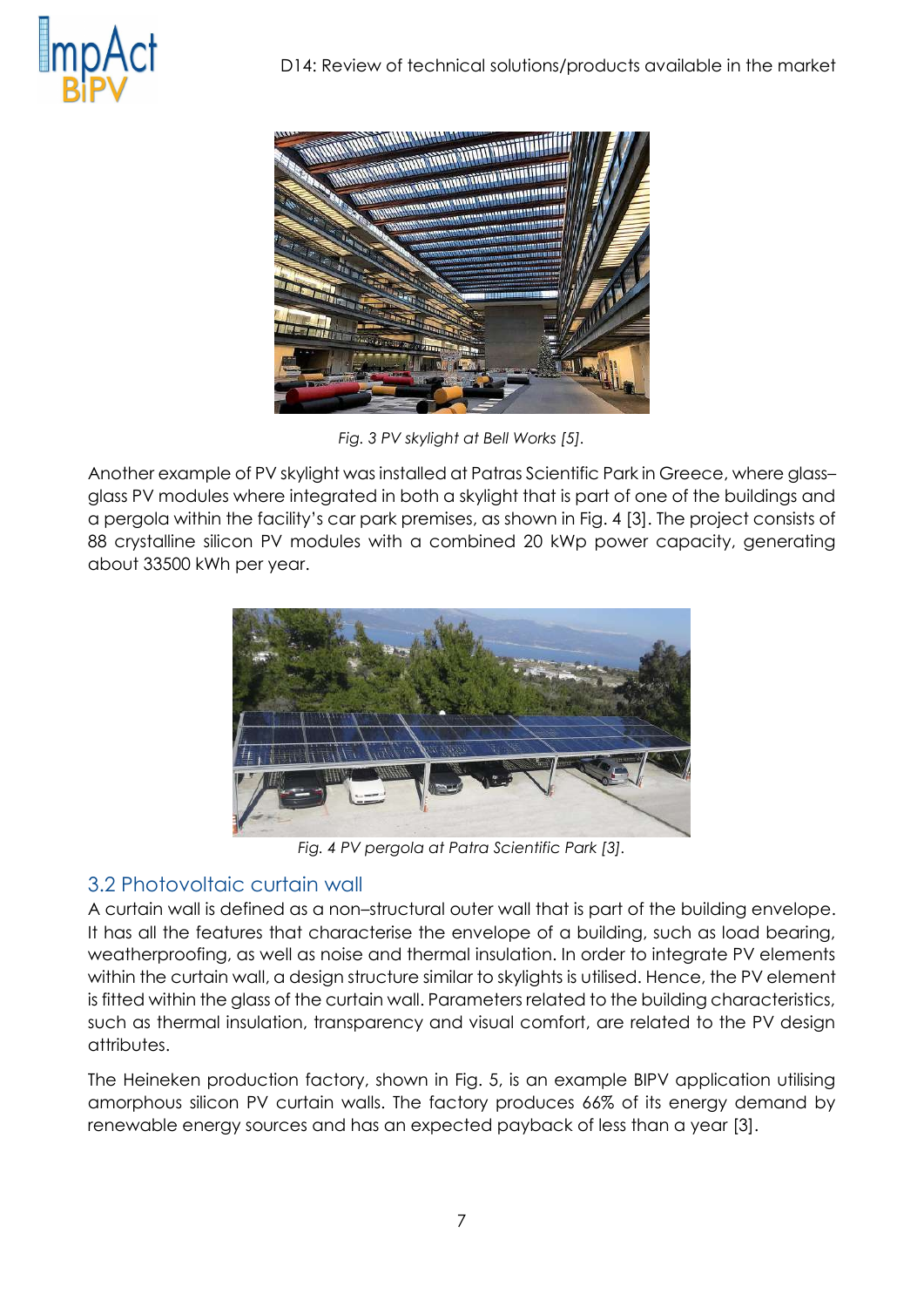Fig. 3 PV skylight at Bell Works [5].

Another example of PV skylight was installed at Patras Scientific Park in Greece, where glass–glass PV modules where integrated in both a skylight that is part of one of the buildings and a pergola within the facility's car park premises, as shown in Fig. 4 [3]. The project consists of 88 crystalline silicon PV modules with a combined 20 kWp power capacity, generating about 33500 kWh per year.

Fig. 4 PV pergola at Patra Scientific Park [3].

## 3.2 Photovoltaic curtain wall

A curtain wall is defined as a non–structural outer wall that is part of the building envelope. It has all the features that characterise the envelope of a building, such as load bearing, weatherproofing, as well as noise and thermal insulation. In order to integrate PV elements within the curtain wall, a design structure similar to skylights is utilised. Hence, the PV element is fitted within the glass of the curtain wall. Parameters related to the building characteristics, such as thermal insulation, transparency and visual comfort, are related to the PV design attributes.

The Heineken production factory, shown in Fig. 5, is an example BIPV application utilising amorphous silicon PV curtain walls. The factory produces 66% of its energy demand by renewable energy sources and has an expected payback of less than a year [3].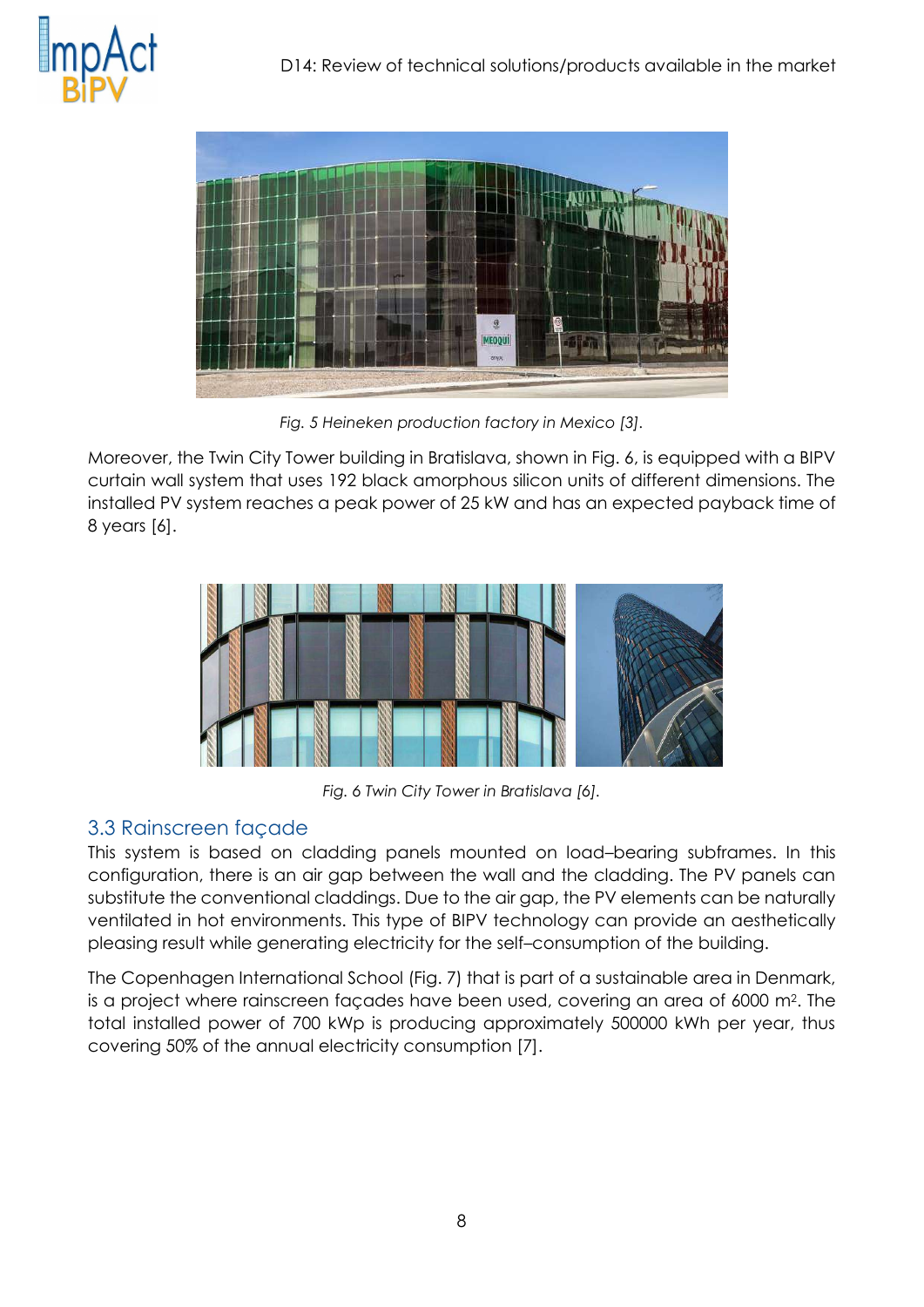*Fig. 5 Heineken production factory in Mexico [3].*

Moreover, the Twin City Tower building in Bratislava, shown in Fig. 6, is equipped with a BIPV curtain wall system that uses 192 black amorphous silicon units of different dimensions. The installed PV system reaches a peak power of 25 kW and has an expected payback time of 8 years [6].

*Fig. 6 Twin City Tower in Bratislava [6].*

### 3.3 Rainscreen façade

This system is based on cladding panels mounted on load–bearing subframes. In this configuration, there is an air gap between the wall and the cladding. The PV panels can substitute the conventional claddings. Due to the air gap, the PV elements can be naturally ventilated in hot environments. This type of BIPV technology can provide an aesthetically pleasing result while generating electricity for the self–consumption of the building.

The Copenhagen International School (Fig. 7) that is part of a sustainable area in Denmark, is a project where rainscreen façades have been used, covering an area of 6000 m$^2$. The total installed power of 700 kWp is producing approximately 500000 kWh per year, thus covering 50% of the annual electricity consumption [7].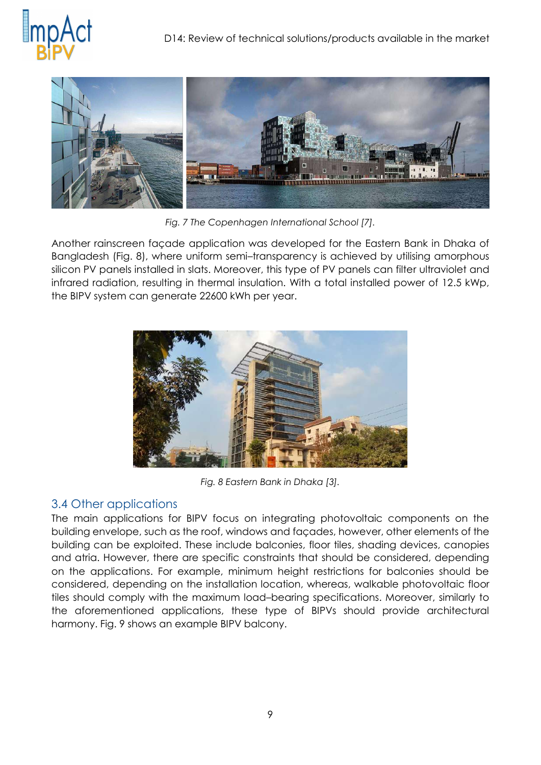Fig. 7 The Copenhagen International School [7].

Another rainscreen façade application was developed for the Eastern Bank in Dhaka of Bangladesh (Fig. 8), where uniform semi–transparency is achieved by utilising amorphous silicon PV panels installed in slats. Moreover, this type of PV panels can filter ultraviolet and infrared radiation, resulting in thermal insulation. With a total installed power of 12.5 kWp, the BIPV system can generate 22600 kWh per year.

Fig. 8 Eastern Bank in Dhaka [3].

### 3.4 Other applications

The main applications for BIPV focus on integrating photovoltaic components on the building envelope, such as the roof, windows and façades, however, other elements of the building can be exploited. These include balconies, floor tiles, shading devices, canopies and atria. However, there are specific constraints that should be considered, depending on the applications. For example, minimum height restrictions for balconies should be considered, depending on the installation location, whereas, walkable photovoltaic floor tiles should comply with the maximum load–bearing specifications. Moreover, similarly to the aforementioned applications, these type of BIPVs should provide architectural harmony. Fig. 9 shows an example BIPV balcony.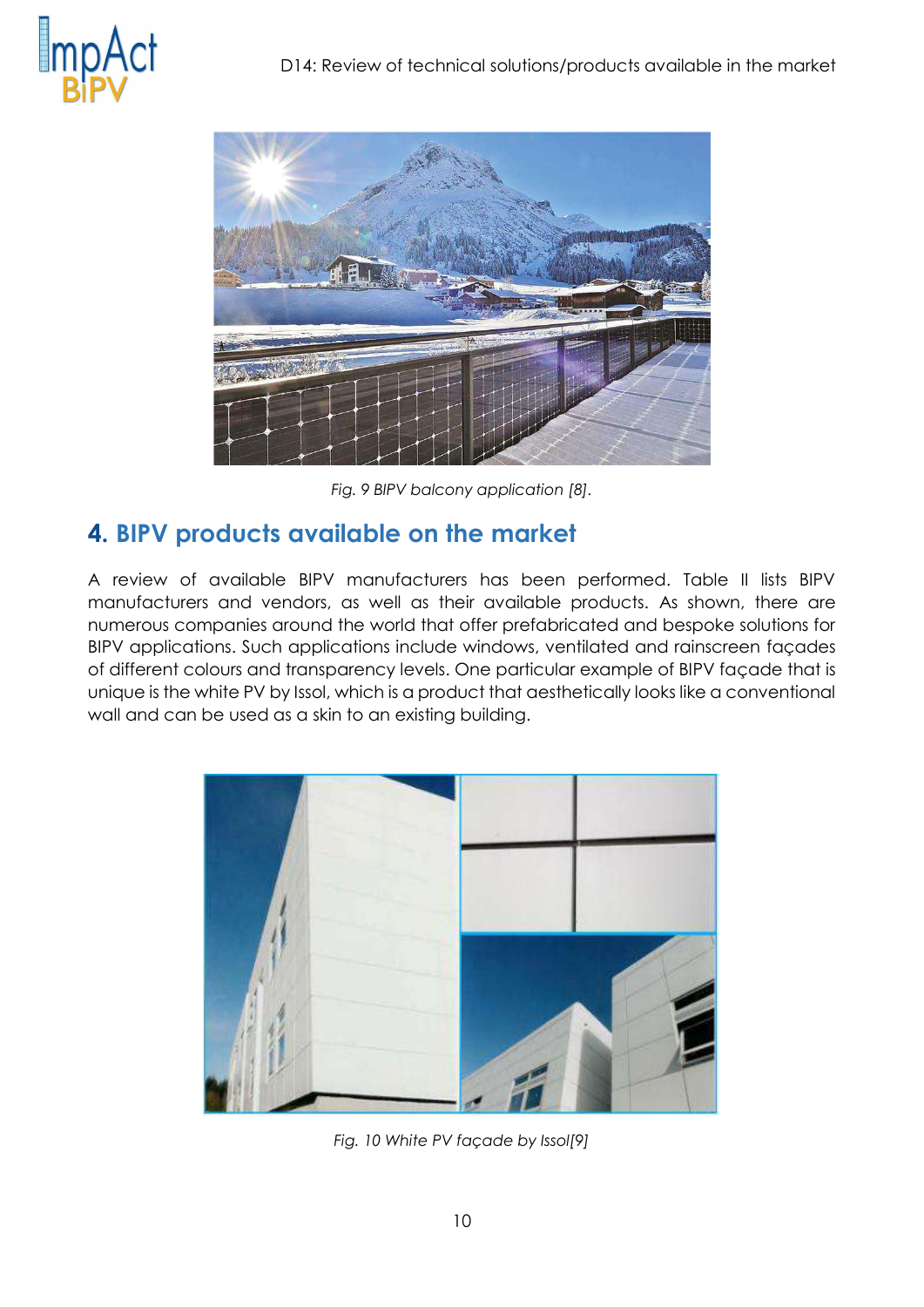Fig. 9 BIPV balcony application [8].

## 4. BIPV products available on the market

A review of available BIPV manufacturers has been performed. Table II lists BIPV manufacturers and vendors, as well as their available products. As shown, there are numerous companies around the world that offer prefabricated and bespoke solutions for BIPV applications. Such applications include windows, ventilated and rainscreen façades of different colours and transparency levels. One particular example of BIPV façade that is unique is the white PV by Issol, which is a product that aesthetically looks like a conventional wall and can be used as a skin to an existing building.

Fig. 10 White PV façade by Issol[9]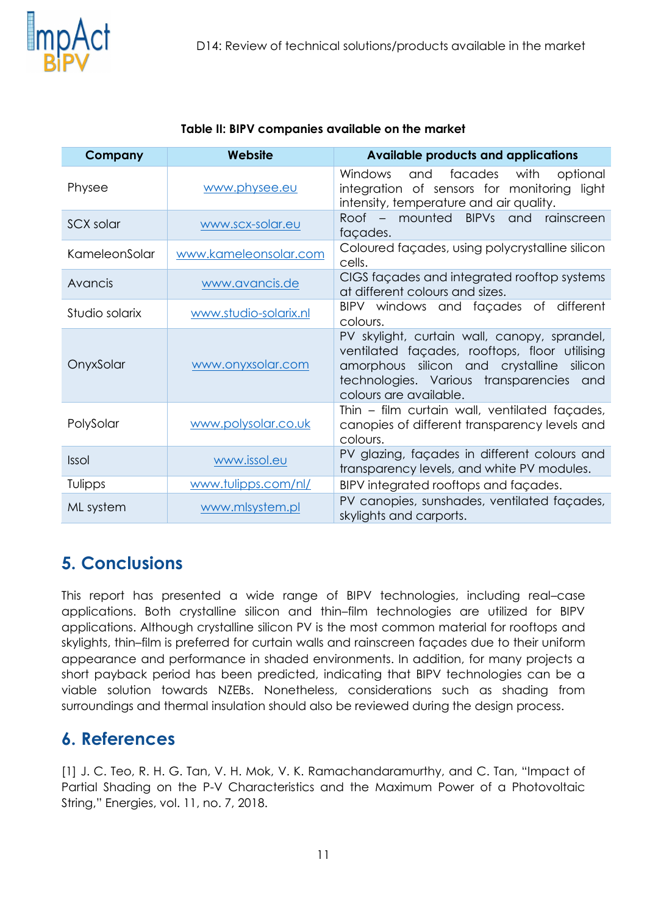**Table II: BIPV companies available on the market**

| Company | Website | Available products and applications |
| --- | --- | --- |
| Physee | www.physee.eu | Windows and facades with optional integration of sensors for monitoring light intensity, temperature and air quality. |
| SCX solar | www.scx-solar.eu | Roof – mounted BIPVs and rainscreen façades. |
| KameleonSolar | www.kameleonsolar.com | Coloured façades, using polycrystalline silicon cells. |
| Avancis | www.avancis.de | CIGS façades and integrated rooftop systems at different colours and sizes. |
| Studio solarix | www.studio-solarix.nl | BIPV windows and façades of different colours. |
| OnyxSolar | www.onyxsolar.com | PV skylight, curtain wall, canopy, sprandel, ventilated façades, rooftops, floor utilising amorphous silicon and crystalline silicon technologies. Various transparencies and colours are available. |
| PolySolar | www.polysolar.co.uk | Thin – film curtain wall, ventilated façades, canopies of different transparency levels and colours. |
| Issol | www.issol.eu | PV glazing, façades in different colours and transparency levels, and white PV modules. |
| Tulipps | www.tulipps.com/nl/ | BIPV integrated rooftops and façades. |
| ML system | www.mlsystem.pl | PV canopies, sunshades, ventilated façades, skylights and carports. |

## 5. Conclusions

This report has presented a wide range of BIPV technologies, including real–case applications. Both crystalline silicon and thin–film technologies are utilized for BIPV applications. Although crystalline silicon PV is the most common material for rooftops and skylights, thin–film is preferred for curtain walls and rainscreen façades due to their uniform appearance and performance in shaded environments. In addition, for many projects a short payback period has been predicted, indicating that BIPV technologies can be a viable solution towards NZEBs. Nonetheless, considerations such as shading from surroundings and thermal insulation should also be reviewed during the design process.

## 6. References

[1] J. C. Teo, R. H. G. Tan, V. H. Mok, V. K. Ramachandaramurthy, and C. Tan, "Impact of Partial Shading on the P-V Characteristics and the Maximum Power of a Photovoltaic String," Energies, vol. 11, no. 7, 2018.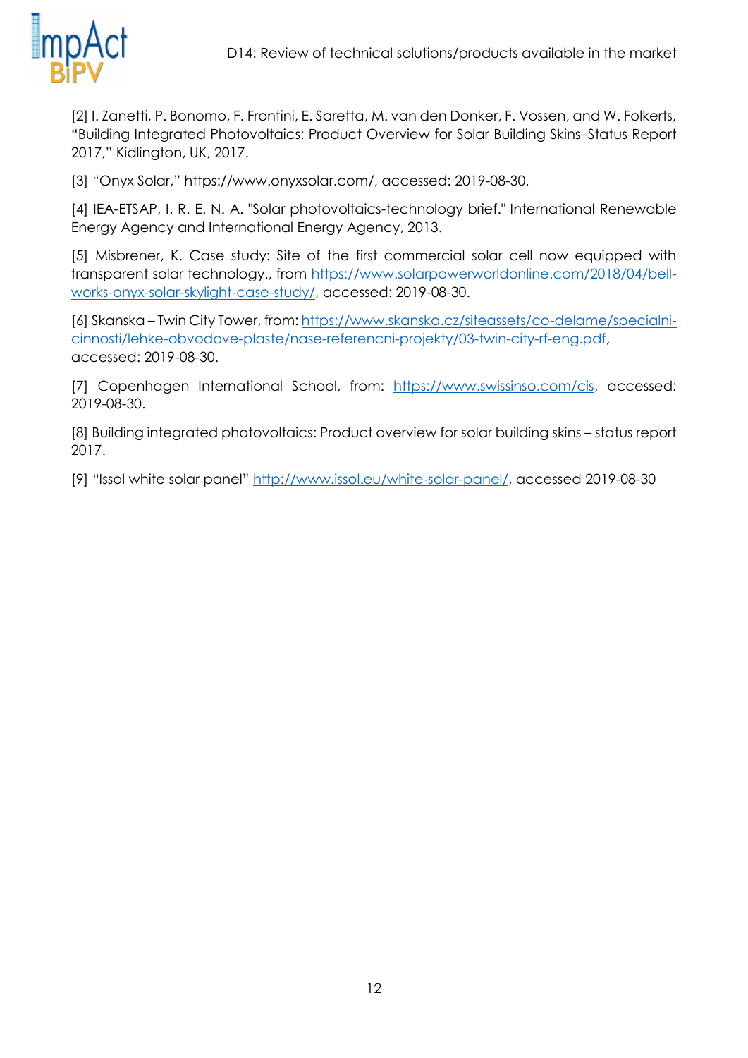[2] I. Zanetti, P. Bonomo, F. Frontini, E. Saretta, M. van den Donker, F. Vossen, and W. Folkerts, "Building Integrated Photovoltaics: Product Overview for Solar Building Skins–Status Report 2017," Kidlington, UK, 2017.

[3] "Onyx Solar," https://www.onyxsolar.com/, accessed: 2019-08-30.

[4] IEA-ETSAP, I. R. E. N. A. "Solar photovoltaics-technology brief." International Renewable Energy Agency and International Energy Agency, 2013.

[5] Misbrener, K. Case study: Site of the first commercial solar cell now equipped with transparent solar technology., from https://www.solarpowerworldonline.com/2018/04/bell-works-onyx-solar-skylight-case-study/, accessed: 2019-08-30.

[6] Skanska – Twin City Tower, from: https://www.skanska.cz/siteassets/co-delame/specialni-cinnosti/lehke-obvodove-plaste/nase-referencni-projekty/03-twin-city-rf-eng.pdf, accessed: 2019-08-30.

[7] Copenhagen International School, from: https://www.swissinso.com/cis, accessed: 2019-08-30.

[8] Building integrated photovoltaics: Product overview for solar building skins – status report 2017.

[9] "Issol white solar panel" http://www.issol.eu/white-solar-panel/, accessed 2019-08-30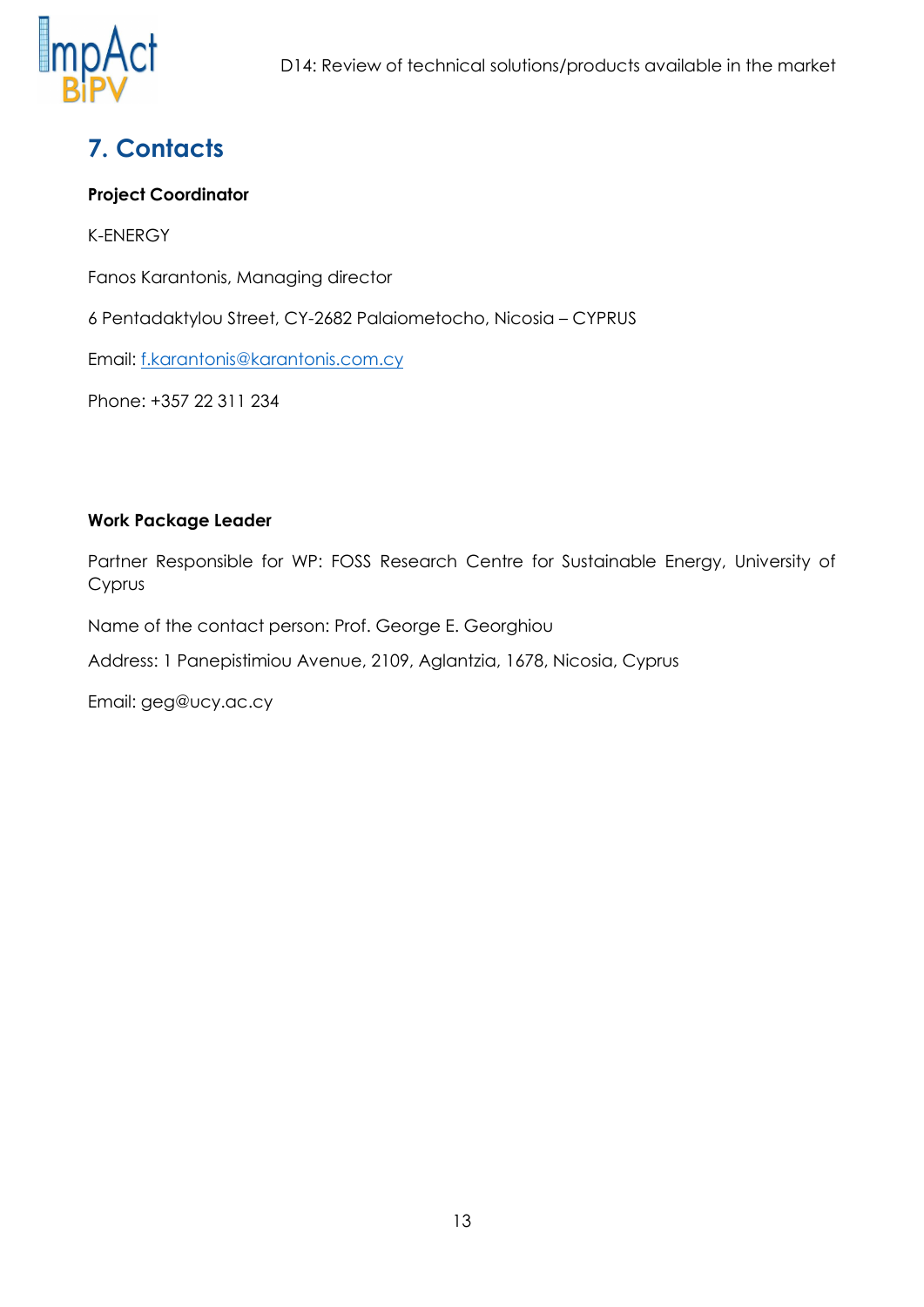## 7. Contacts

**Project Coordinator**

K-ENERGY

Fanos Karantonis, Managing director

6 Pentadaktylou Street, CY-2682 Palaiometocho, Nicosia – CYPRUS

Email: f.karantonis@karantonis.com.cy

Phone: +357 22 311 234

**Work Package Leader**

Partner Responsible for WP: FOSS Research Centre for Sustainable Energy, University of Cyprus

Name of the contact person: Prof. George E. Georghiou

Address: 1 Panepistimiou Avenue, 2109, Aglantzia, 1678, Nicosia, Cyprus

Email: geg@ucy.ac.cy